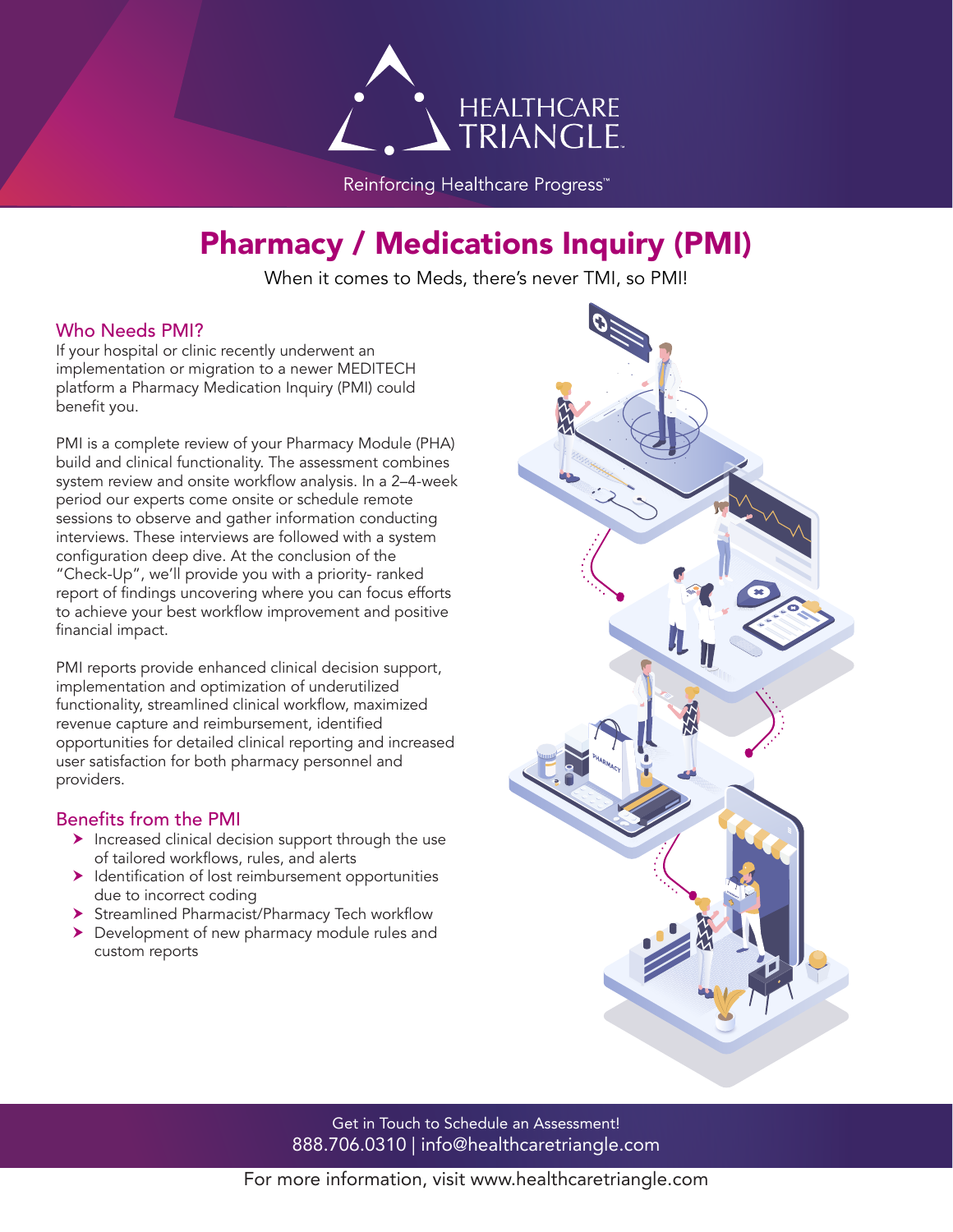HEALTHCARE TRIANGLE

Reinforcing Healthcare Progress™

# Pharmacy / Medications Inquiry (PMI)

When it comes to Meds, there's never TMI, so PMI!

## Who Needs PMI?

If your hospital or clinic recently underwent an implementation or migration to a newer MEDITECH platform a Pharmacy Medication Inquiry (PMI) could benefit you.

PMI is a complete review of your Pharmacy Module (PHA) build and clinical functionality. The assessment combines system review and onsite workflow analysis. In a 2–4-week period our experts come onsite or schedule remote sessions to observe and gather information conducting interviews. These interviews are followed with a system configuration deep dive. At the conclusion of the "Check-Up", we'll provide you with a priority- ranked report of findings uncovering where you can focus efforts to achieve your best workflow improvement and positive financial impact.

PMI reports provide enhanced clinical decision support, implementation and optimization of underutilized functionality, streamlined clinical workflow, maximized revenue capture and reimbursement, identified opportunities for detailed clinical reporting and increased user satisfaction for both pharmacy personnel and providers.

## Benefits from the PMI

- Increased clinical decision support through the use of tailored workflows, rules, and alerts
- Identification of lost reimbursement opportunities due to incorrect coding
- Streamlined Pharmacist/Pharmacy Tech workflow
- Development of new pharmacy module rules and custom reports

Get in Touch to Schedule an Assessment!
888.706.0310 | info@healthcaretriangle.com

For more information, visit www.healthcaretriangle.com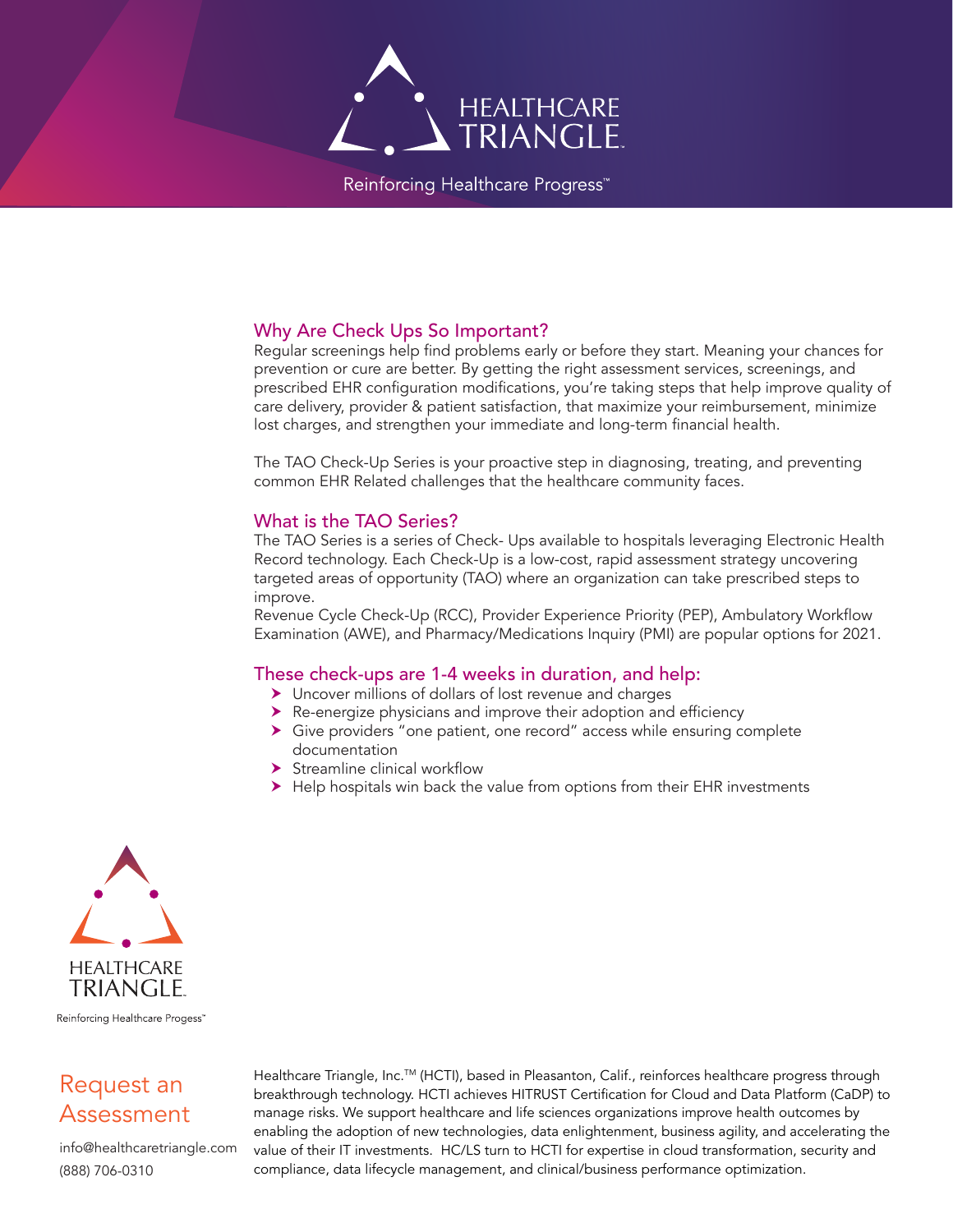HEALTHCARE TRIANGLE

Reinforcing Healthcare Progress™

## Why Are Check Ups So Important?

Regular screenings help find problems early or before they start. Meaning your chances for prevention or cure are better. By getting the right assessment services, screenings, and prescribed EHR configuration modifications, you're taking steps that help improve quality of care delivery, provider & patient satisfaction, that maximize your reimbursement, minimize lost charges, and strengthen your immediate and long-term financial health.

The TAO Check-Up Series is your proactive step in diagnosing, treating, and preventing common EHR Related challenges that the healthcare community faces.

## What is the TAO Series?

The TAO Series is a series of Check- Ups available to hospitals leveraging Electronic Health Record technology. Each Check-Up is a low-cost, rapid assessment strategy uncovering targeted areas of opportunity (TAO) where an organization can take prescribed steps to improve.

Revenue Cycle Check-Up (RCC), Provider Experience Priority (PEP), Ambulatory Workflow Examination (AWE), and Pharmacy/Medications Inquiry (PMI) are popular options for 2021.

## These check-ups are 1-4 weeks in duration, and help:

- Uncover millions of dollars of lost revenue and charges
- Re-energize physicians and improve their adoption and efficiency
- Give providers "one patient, one record" access while ensuring complete documentation
- Streamline clinical workflow
- Help hospitals win back the value from options from their EHR investments

HEALTHCARE TRIANGLE

Reinforcing Healthcare Progess™

## Request an Assessment

info@healthcaretriangle.com
(888) 706-0310

Healthcare Triangle, Inc.™ (HCTI), based in Pleasanton, Calif., reinforces healthcare progress through breakthrough technology. HCTI achieves HITRUST Certification for Cloud and Data Platform (CaDP) to manage risks. We support healthcare and life sciences organizations improve health outcomes by enabling the adoption of new technologies, data enlightenment, business agility, and accelerating the value of their IT investments. HC/LS turn to HCTI for expertise in cloud transformation, security and compliance, data lifecycle management, and clinical/business performance optimization.